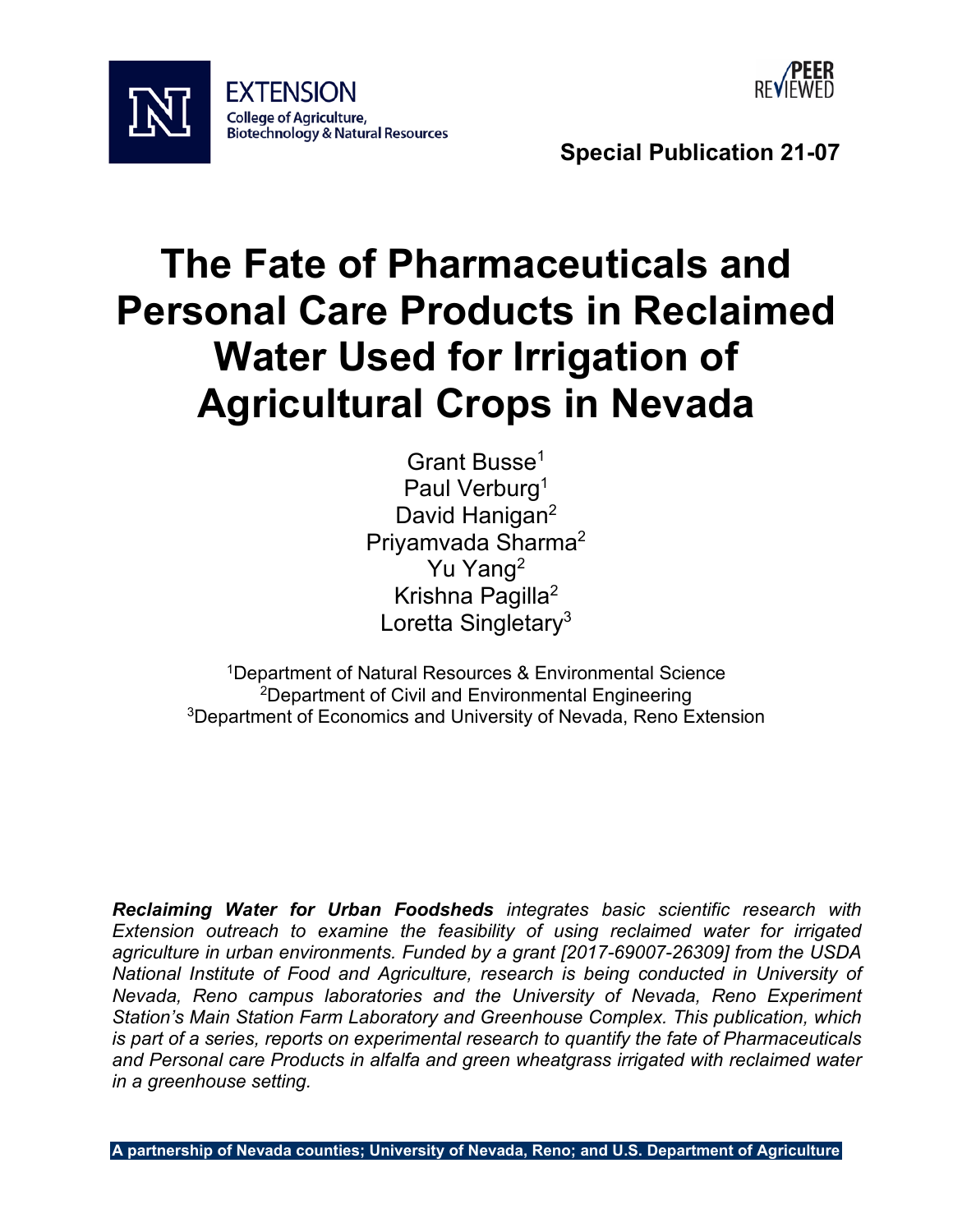EXTENSION
College of Agriculture, Biotechnology & Natural Resources

PEER REVIEWED

**Special Publication 21-07**

# The Fate of Pharmaceuticals and Personal Care Products in Reclaimed Water Used for Irrigation of Agricultural Crops in Nevada

Grant Busse[1]
Paul Verburg[1]
David Hanigan[2]
Priyamvada Sharma[2]
Yu Yang[2]
Krishna Pagilla[2]
Loretta Singletary[3]

[1]Department of Natural Resources & Environmental Science
[2]Department of Civil and Environmental Engineering
[3]Department of Economics and University of Nevada, Reno Extension

***Reclaiming Water for Urban Foodsheds*** *integrates basic scientific research with Extension outreach to examine the feasibility of using reclaimed water for irrigated agriculture in urban environments. Funded by a grant [2017-69007-26309] from the USDA National Institute of Food and Agriculture, research is being conducted in University of Nevada, Reno campus laboratories and the University of Nevada, Reno Experiment Station's Main Station Farm Laboratory and Greenhouse Complex. This publication, which is part of a series, reports on experimental research to quantify the fate of Pharmaceuticals and Personal care Products in alfalfa and green wheatgrass irrigated with reclaimed water in a greenhouse setting.*

**A partnership of Nevada counties; University of Nevada, Reno; and U.S. Department of Agriculture**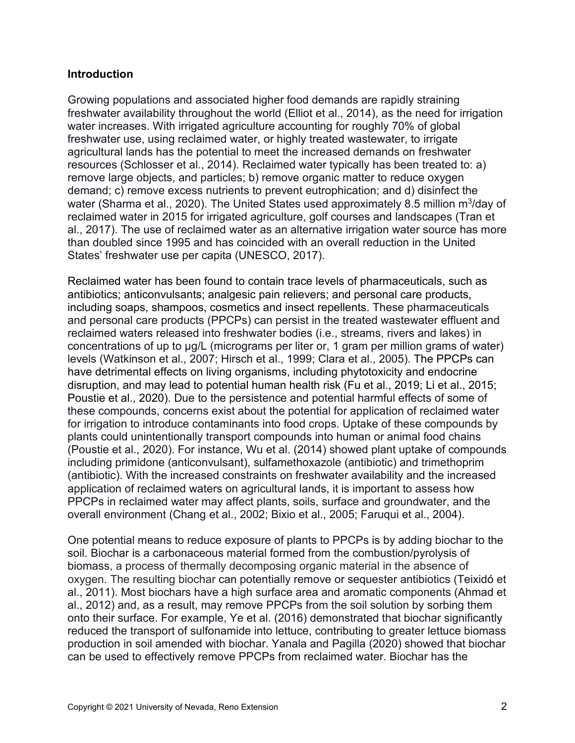## Introduction

Growing populations and associated higher food demands are rapidly straining freshwater availability throughout the world (Elliot et al., 2014), as the need for irrigation water increases. With irrigated agriculture accounting for roughly 70% of global freshwater use, using reclaimed water, or highly treated wastewater, to irrigate agricultural lands has the potential to meet the increased demands on freshwater resources (Schlosser et al., 2014). Reclaimed water typically has been treated to: a) remove large objects, and particles; b) remove organic matter to reduce oxygen demand; c) remove excess nutrients to prevent eutrophication; and d) disinfect the water (Sharma et al., 2020). The United States used approximately 8.5 million $m^3$/day of reclaimed water in 2015 for irrigated agriculture, golf courses and landscapes (Tran et al., 2017). The use of reclaimed water as an alternative irrigation water source has more than doubled since 1995 and has coincided with an overall reduction in the United States' freshwater use per capita (UNESCO, 2017).

Reclaimed water has been found to contain trace levels of pharmaceuticals, such as antibiotics; anticonvulsants; analgesic pain relievers; and personal care products, including soaps, shampoos, cosmetics and insect repellents. These pharmaceuticals and personal care products (PPCPs) can persist in the treated wastewater effluent and reclaimed waters released into freshwater bodies (i.e., streams, rivers and lakes) in concentrations of up to µg/L (micrograms per liter or, 1 gram per million grams of water) levels (Watkinson et al., 2007; Hirsch et al., 1999; Clara et al., 2005). The PPCPs can have detrimental effects on living organisms, including phytotoxicity and endocrine disruption, and may lead to potential human health risk (Fu et al., 2019; Li et al., 2015; Poustie et al., 2020). Due to the persistence and potential harmful effects of some of these compounds, concerns exist about the potential for application of reclaimed water for irrigation to introduce contaminants into food crops. Uptake of these compounds by plants could unintentionally transport compounds into human or animal food chains (Poustie et al., 2020). For instance, Wu et al. (2014) showed plant uptake of compounds including primidone (anticonvulsant), sulfamethoxazole (antibiotic) and trimethoprim (antibiotic). With the increased constraints on freshwater availability and the increased application of reclaimed waters on agricultural lands, it is important to assess how PPCPs in reclaimed water may affect plants, soils, surface and groundwater, and the overall environment (Chang et al., 2002; Bixio et al., 2005; Faruqui et al., 2004).

One potential means to reduce exposure of plants to PPCPs is by adding biochar to the soil. Biochar is a carbonaceous material formed from the combustion/pyrolysis of biomass, a process of thermally decomposing organic material in the absence of oxygen. The resulting biochar can potentially remove or sequester antibiotics (Teixidó et al., 2011). Most biochars have a high surface area and aromatic components (Ahmad et al., 2012) and, as a result, may remove PPCPs from the soil solution by sorbing them onto their surface. For example, Ye et al. (2016) demonstrated that biochar significantly reduced the transport of sulfonamide into lettuce, contributing to greater lettuce biomass production in soil amended with biochar. Yanala and Pagilla (2020) showed that biochar can be used to effectively remove PPCPs from reclaimed water. Biochar has the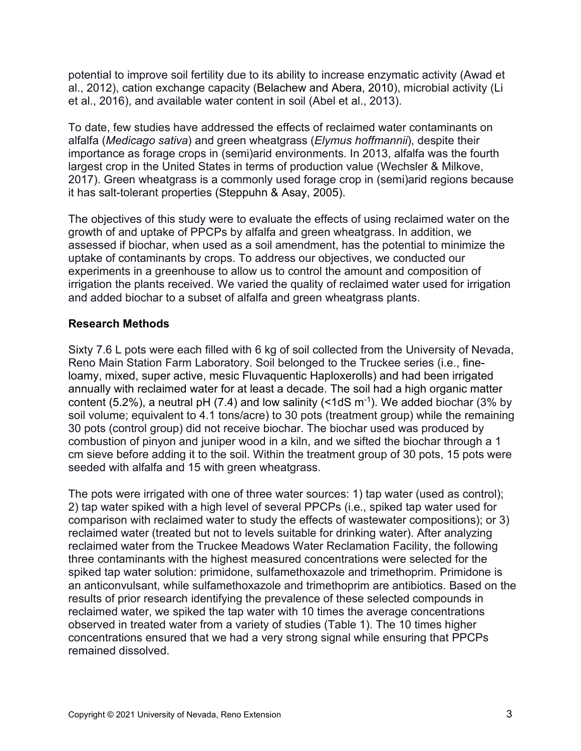potential to improve soil fertility due to its ability to increase enzymatic activity (Awad et al., 2012), cation exchange capacity (Belachew and Abera, 2010), microbial activity (Li et al., 2016), and available water content in soil (Abel et al., 2013).

To date, few studies have addressed the effects of reclaimed water contaminants on alfalfa (*Medicago sativa*) and green wheatgrass (*Elymus hoffmannii*), despite their importance as forage crops in (semi)arid environments. In 2013, alfalfa was the fourth largest crop in the United States in terms of production value (Wechsler & Milkove, 2017). Green wheatgrass is a commonly used forage crop in (semi)arid regions because it has salt-tolerant properties (Steppuhn & Asay, 2005).

The objectives of this study were to evaluate the effects of using reclaimed water on the growth of and uptake of PPCPs by alfalfa and green wheatgrass. In addition, we assessed if biochar, when used as a soil amendment, has the potential to minimize the uptake of contaminants by crops. To address our objectives, we conducted our experiments in a greenhouse to allow us to control the amount and composition of irrigation the plants received. We varied the quality of reclaimed water used for irrigation and added biochar to a subset of alfalfa and green wheatgrass plants.

**Research Methods**

Sixty 7.6 L pots were each filled with 6 kg of soil collected from the University of Nevada, Reno Main Station Farm Laboratory. Soil belonged to the Truckee series (i.e., fine-loamy, mixed, super active, mesic Fluvaquentic Haploxerolls) and had been irrigated annually with reclaimed water for at least a decade. The soil had a high organic matter content (5.2%), a neutral pH (7.4) and low salinity (<1dS $m^{-1}$). We added biochar (3% by soil volume; equivalent to 4.1 tons/acre) to 30 pots (treatment group) while the remaining 30 pots (control group) did not receive biochar. The biochar used was produced by combustion of pinyon and juniper wood in a kiln, and we sifted the biochar through a 1 cm sieve before adding it to the soil. Within the treatment group of 30 pots, 15 pots were seeded with alfalfa and 15 with green wheatgrass.

The pots were irrigated with one of three water sources: 1) tap water (used as control); 2) tap water spiked with a high level of several PPCPs (i.e., spiked tap water used for comparison with reclaimed water to study the effects of wastewater compositions); or 3) reclaimed water (treated but not to levels suitable for drinking water). After analyzing reclaimed water from the Truckee Meadows Water Reclamation Facility, the following three contaminants with the highest measured concentrations were selected for the spiked tap water solution: primidone, sulfamethoxazole and trimethoprim. Primidone is an anticonvulsant, while sulfamethoxazole and trimethoprim are antibiotics. Based on the results of prior research identifying the prevalence of these selected compounds in reclaimed water, we spiked the tap water with 10 times the average concentrations observed in treated water from a variety of studies (Table 1). The 10 times higher concentrations ensured that we had a very strong signal while ensuring that PPCPs remained dissolved.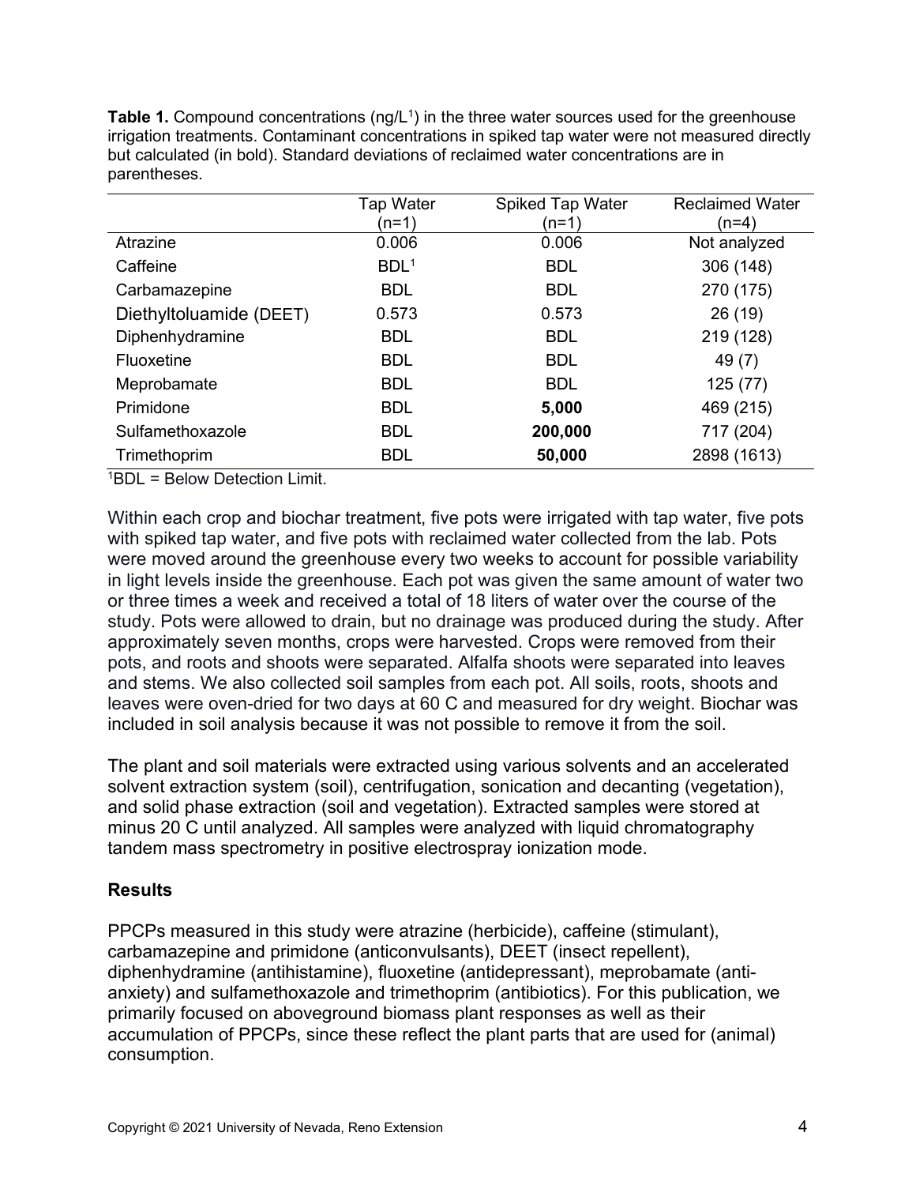**Table 1.** Compound concentrations (ng/L[1]) in the three water sources used for the greenhouse irrigation treatments. Contaminant concentrations in spiked tap water were not measured directly but calculated (in bold). Standard deviations of reclaimed water concentrations are in parentheses.

| | Tap Water (n=1) | Spiked Tap Water (n=1) | Reclaimed Water (n=4) |
|---|---|---|---|
| Atrazine | 0.006 | 0.006 | Not analyzed |
| Caffeine | BDL[1] | BDL | 306 (148) |
| Carbamazepine | BDL | BDL | 270 (175) |
| Diethyltoluamide (DEET) | 0.573 | 0.573 | 26 (19) |
| Diphenhydramine | BDL | BDL | 219 (128) |
| Fluoxetine | BDL | BDL | 49 (7) |
| Meprobamate | BDL | BDL | 125 (77) |
| Primidone | BDL | **5,000** | 469 (215) |
| Sulfamethoxazole | BDL | **200,000** | 717 (204) |
| Trimethoprim | BDL | **50,000** | 2898 (1613) |

[1]BDL = Below Detection Limit.

Within each crop and biochar treatment, five pots were irrigated with tap water, five pots with spiked tap water, and five pots with reclaimed water collected from the lab. Pots were moved around the greenhouse every two weeks to account for possible variability in light levels inside the greenhouse. Each pot was given the same amount of water two or three times a week and received a total of 18 liters of water over the course of the study. Pots were allowed to drain, but no drainage was produced during the study. After approximately seven months, crops were harvested. Crops were removed from their pots, and roots and shoots were separated. Alfalfa shoots were separated into leaves and stems. We also collected soil samples from each pot. All soils, roots, shoots and leaves were oven-dried for two days at 60 C and measured for dry weight. Biochar was included in soil analysis because it was not possible to remove it from the soil.

The plant and soil materials were extracted using various solvents and an accelerated solvent extraction system (soil), centrifugation, sonication and decanting (vegetation), and solid phase extraction (soil and vegetation). Extracted samples were stored at minus 20 C until analyzed. All samples were analyzed with liquid chromatography tandem mass spectrometry in positive electrospray ionization mode.

## Results

PPCPs measured in this study were atrazine (herbicide), caffeine (stimulant), carbamazepine and primidone (anticonvulsants), DEET (insect repellent), diphenhydramine (antihistamine), fluoxetine (antidepressant), meprobamate (anti-anxiety) and sulfamethoxazole and trimethoprim (antibiotics). For this publication, we primarily focused on aboveground biomass plant responses as well as their accumulation of PPCPs, since these reflect the plant parts that are used for (animal) consumption.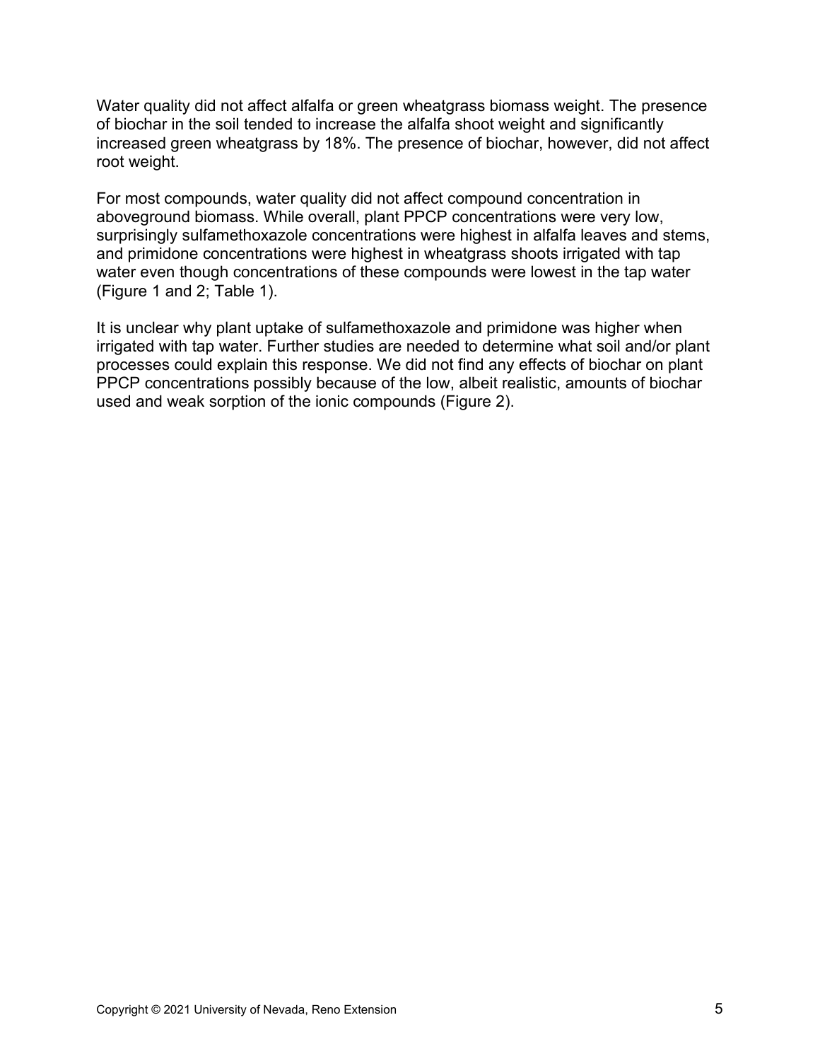Water quality did not affect alfalfa or green wheatgrass biomass weight. The presence of biochar in the soil tended to increase the alfalfa shoot weight and significantly increased green wheatgrass by 18%. The presence of biochar, however, did not affect root weight.

For most compounds, water quality did not affect compound concentration in aboveground biomass. While overall, plant PPCP concentrations were very low, surprisingly sulfamethoxazole concentrations were highest in alfalfa leaves and stems, and primidone concentrations were highest in wheatgrass shoots irrigated with tap water even though concentrations of these compounds were lowest in the tap water (Figure 1 and 2; Table 1).

It is unclear why plant uptake of sulfamethoxazole and primidone was higher when irrigated with tap water. Further studies are needed to determine what soil and/or plant processes could explain this response. We did not find any effects of biochar on plant PPCP concentrations possibly because of the low, albeit realistic, amounts of biochar used and weak sorption of the ionic compounds (Figure 2).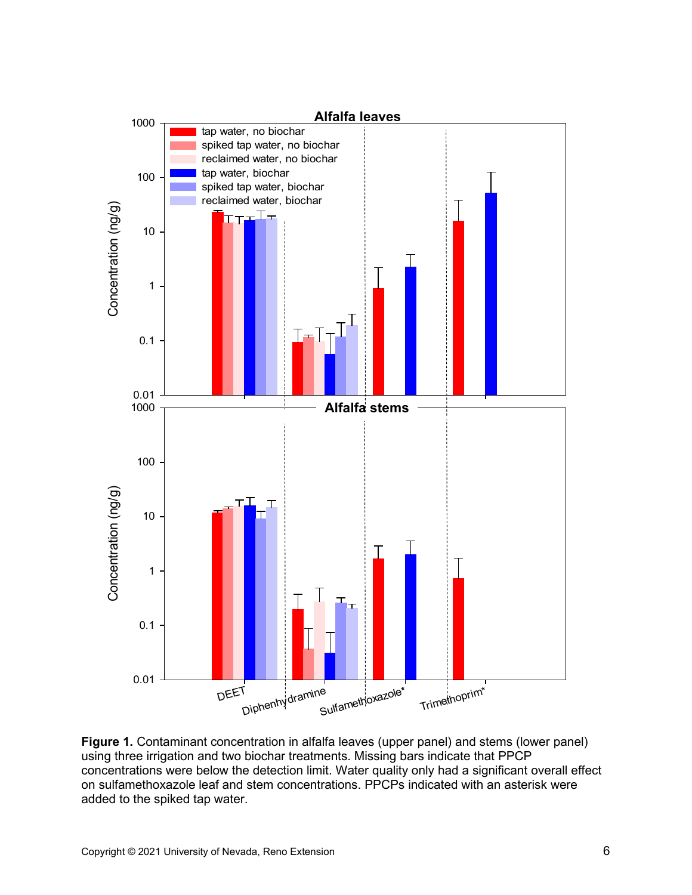**Figure 1.** Contaminant concentration in alfalfa leaves (upper panel) and stems (lower panel) using three irrigation and two biochar treatments. Missing bars indicate that PPCP concentrations were below the detection limit. Water quality only had a significant overall effect on sulfamethoxazole leaf and stem concentrations. PPCPs indicated with an asterisk were added to the spiked tap water.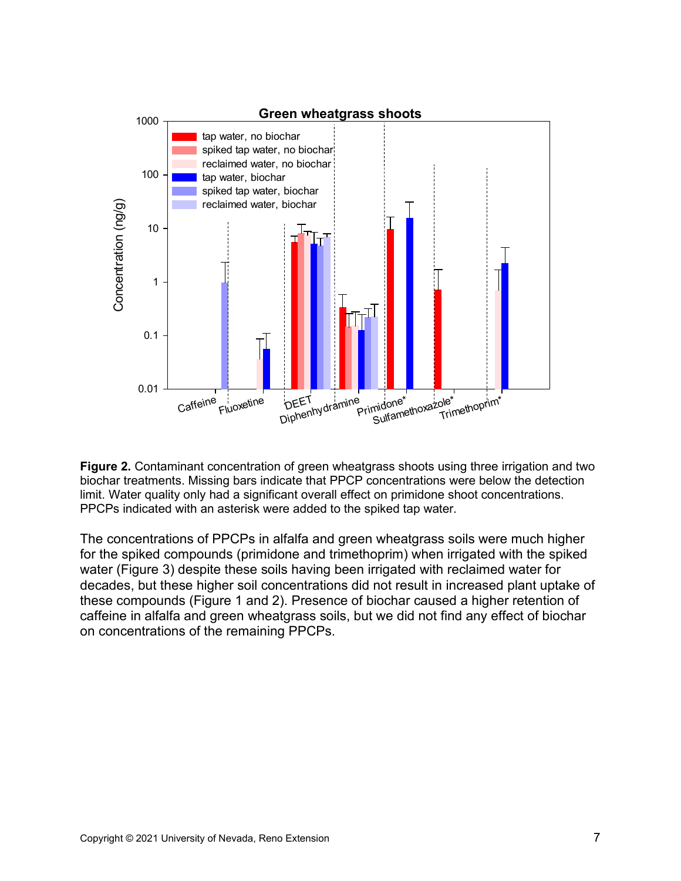**Figure 2.** Contaminant concentration of green wheatgrass shoots using three irrigation and two biochar treatments. Missing bars indicate that PPCP concentrations were below the detection limit. Water quality only had a significant overall effect on primidone shoot concentrations. PPCPs indicated with an asterisk were added to the spiked tap water.

The concentrations of PPCPs in alfalfa and green wheatgrass soils were much higher for the spiked compounds (primidone and trimethoprim) when irrigated with the spiked water (Figure 3) despite these soils having been irrigated with reclaimed water for decades, but these higher soil concentrations did not result in increased plant uptake of these compounds (Figure 1 and 2). Presence of biochar caused a higher retention of caffeine in alfalfa and green wheatgrass soils, but we did not find any effect of biochar on concentrations of the remaining PPCPs.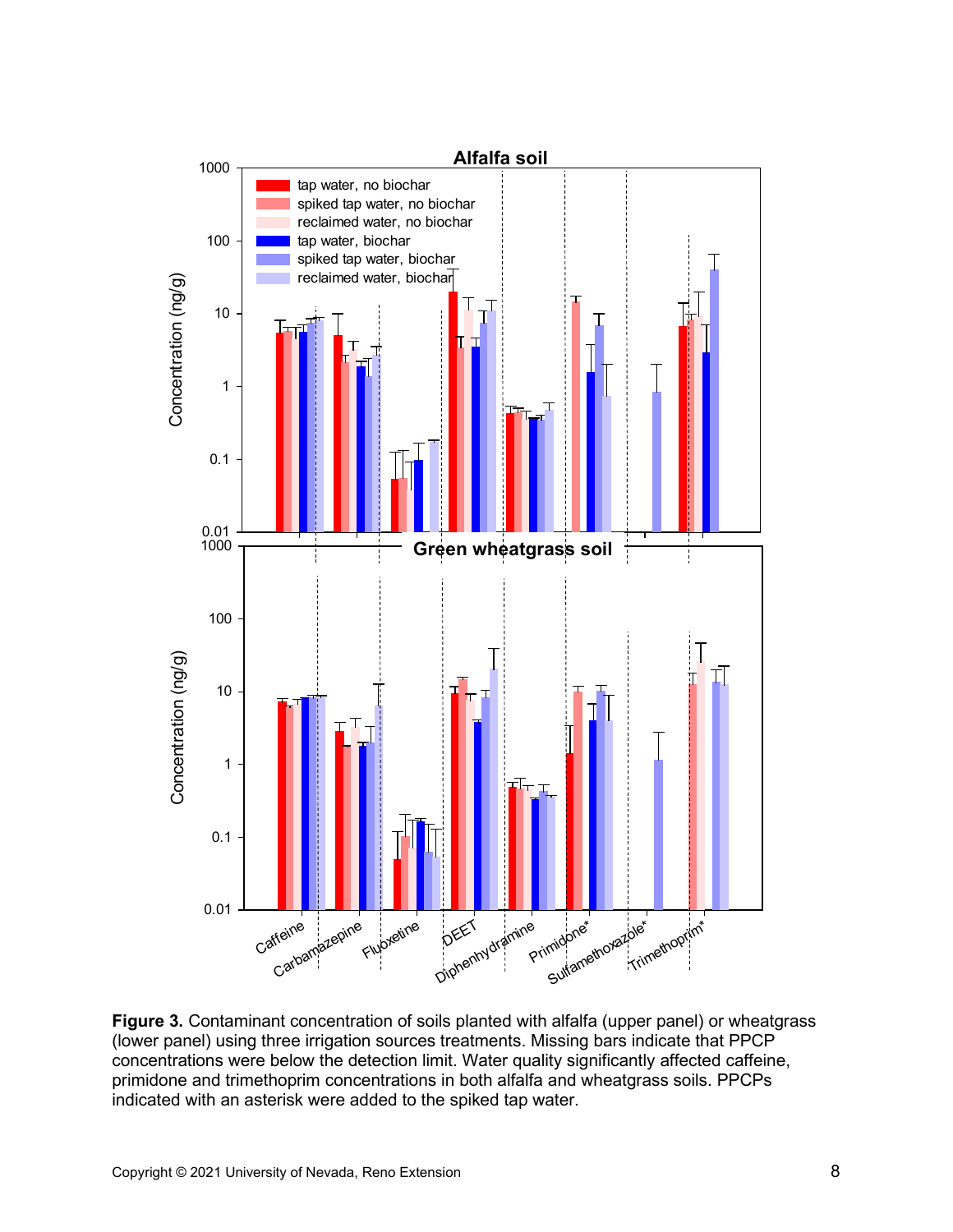**Figure 3.** Contaminant concentration of soils planted with alfalfa (upper panel) or wheatgrass (lower panel) using three irrigation sources treatments. Missing bars indicate that PPCP concentrations were below the detection limit. Water quality significantly affected caffeine, primidone and trimethoprim concentrations in both alfalfa and wheatgrass soils. PPCPs indicated with an asterisk were added to the spiked tap water.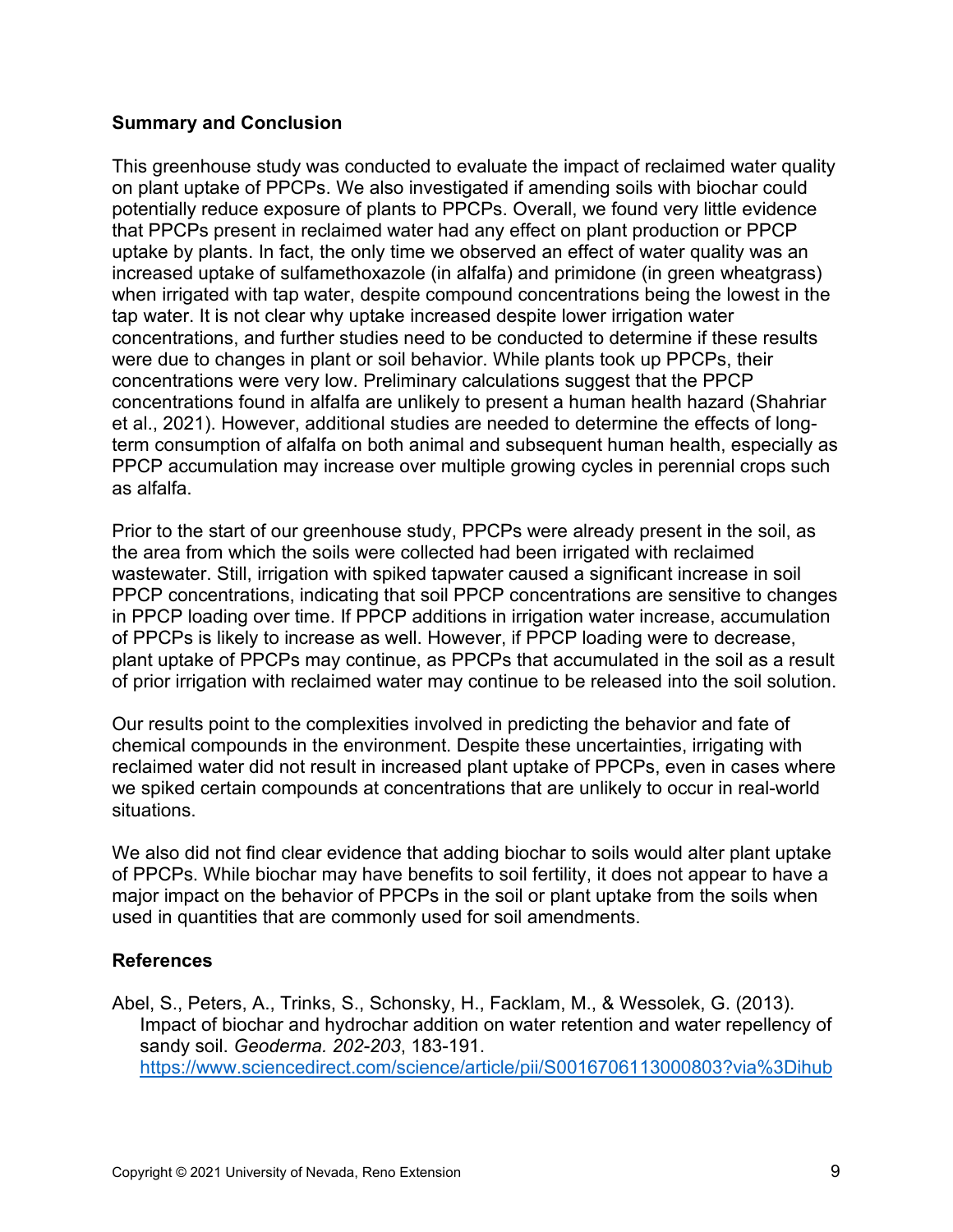## Summary and Conclusion

This greenhouse study was conducted to evaluate the impact of reclaimed water quality on plant uptake of PPCPs. We also investigated if amending soils with biochar could potentially reduce exposure of plants to PPCPs. Overall, we found very little evidence that PPCPs present in reclaimed water had any effect on plant production or PPCP uptake by plants. In fact, the only time we observed an effect of water quality was an increased uptake of sulfamethoxazole (in alfalfa) and primidone (in green wheatgrass) when irrigated with tap water, despite compound concentrations being the lowest in the tap water. It is not clear why uptake increased despite lower irrigation water concentrations, and further studies need to be conducted to determine if these results were due to changes in plant or soil behavior. While plants took up PPCPs, their concentrations were very low. Preliminary calculations suggest that the PPCP concentrations found in alfalfa are unlikely to present a human health hazard (Shahriar et al., 2021). However, additional studies are needed to determine the effects of long-term consumption of alfalfa on both animal and subsequent human health, especially as PPCP accumulation may increase over multiple growing cycles in perennial crops such as alfalfa.

Prior to the start of our greenhouse study, PPCPs were already present in the soil, as the area from which the soils were collected had been irrigated with reclaimed wastewater. Still, irrigation with spiked tapwater caused a significant increase in soil PPCP concentrations, indicating that soil PPCP concentrations are sensitive to changes in PPCP loading over time. If PPCP additions in irrigation water increase, accumulation of PPCPs is likely to increase as well. However, if PPCP loading were to decrease, plant uptake of PPCPs may continue, as PPCPs that accumulated in the soil as a result of prior irrigation with reclaimed water may continue to be released into the soil solution.

Our results point to the complexities involved in predicting the behavior and fate of chemical compounds in the environment. Despite these uncertainties, irrigating with reclaimed water did not result in increased plant uptake of PPCPs, even in cases where we spiked certain compounds at concentrations that are unlikely to occur in real-world situations.

We also did not find clear evidence that adding biochar to soils would alter plant uptake of PPCPs. While biochar may have benefits to soil fertility, it does not appear to have a major impact on the behavior of PPCPs in the soil or plant uptake from the soils when used in quantities that are commonly used for soil amendments.

## References

Abel, S., Peters, A., Trinks, S., Schonsky, H., Facklam, M., & Wessolek, G. (2013). Impact of biochar and hydrochar addition on water retention and water repellency of sandy soil. *Geoderma. 202-203*, 183-191. https://www.sciencedirect.com/science/article/pii/S0016706113000803?via%3Dihub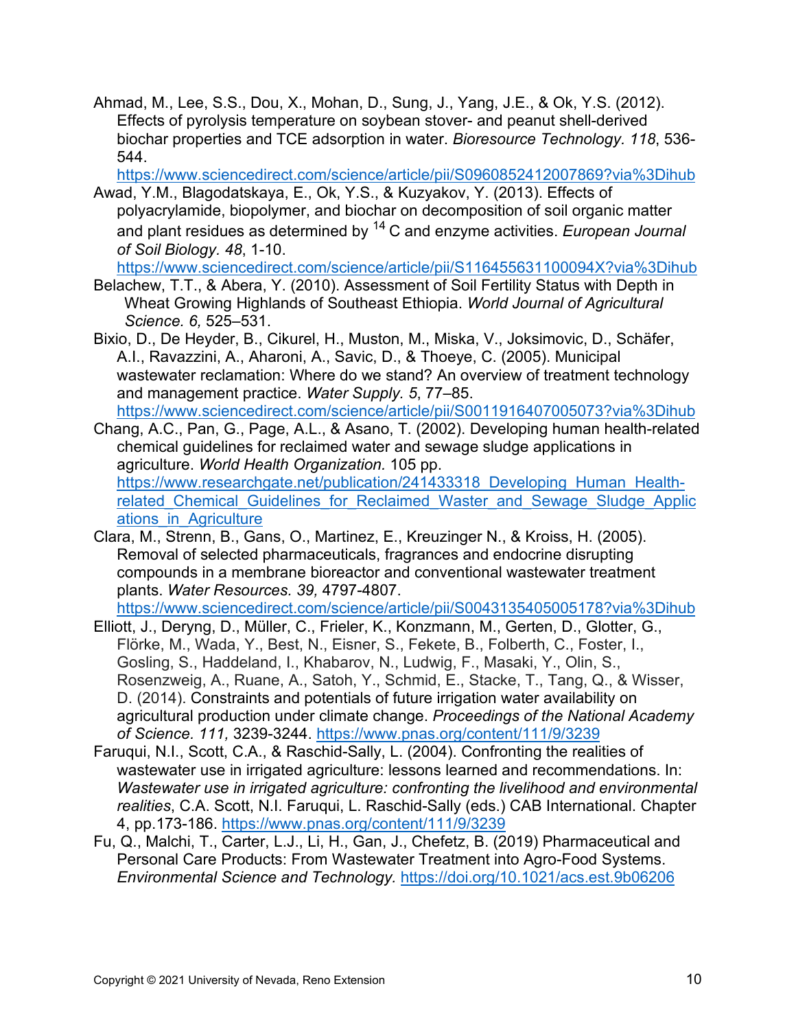Ahmad, M., Lee, S.S., Dou, X., Mohan, D., Sung, J., Yang, J.E., & Ok, Y.S. (2012). Effects of pyrolysis temperature on soybean stover- and peanut shell-derived biochar properties and TCE adsorption in water. *Bioresource Technology. 118*, 536-544. https://www.sciencedirect.com/science/article/pii/S0960852412007869?via%3Dihub

Awad, Y.M., Blagodatskaya, E., Ok, Y.S., & Kuzyakov, Y. (2013). Effects of polyacrylamide, biopolymer, and biochar on decomposition of soil organic matter and plant residues as determined by $^{14}$C and enzyme activities. *European Journal of Soil Biology. 48*, 1-10. https://www.sciencedirect.com/science/article/pii/S116455631100094X?via%3Dihub

Belachew, T.T., & Abera, Y. (2010). Assessment of Soil Fertility Status with Depth in Wheat Growing Highlands of Southeast Ethiopia. *World Journal of Agricultural Science. 6,* 525–531.

Bixio, D., De Heyder, B., Cikurel, H., Muston, M., Miska, V., Joksimovic, D., Schäfer, A.I., Ravazzini, A., Aharoni, A., Savic, D., & Thoeye, C. (2005). Municipal wastewater reclamation: Where do we stand? An overview of treatment technology and management practice. *Water Supply. 5*, 77–85. https://www.sciencedirect.com/science/article/pii/S0011916407005073?via%3Dihub

Chang, A.C., Pan, G., Page, A.L., & Asano, T. (2002). Developing human health-related chemical guidelines for reclaimed water and sewage sludge applications in agriculture. *World Health Organization.* 105 pp. https://www.researchgate.net/publication/241433318_Developing_Human_Health-related_Chemical_Guidelines_for_Reclaimed_Waster_and_Sewage_Sludge_Applications_in_Agriculture

Clara, M., Strenn, B., Gans, O., Martinez, E., Kreuzinger N., & Kroiss, H. (2005). Removal of selected pharmaceuticals, fragrances and endocrine disrupting compounds in a membrane bioreactor and conventional wastewater treatment plants. *Water Resources. 39,* 4797-4807. https://www.sciencedirect.com/science/article/pii/S0043135405005178?via%3Dihub

Elliott, J., Deryng, D., Müller, C., Frieler, K., Konzmann, M., Gerten, D., Glotter, G., Flörke, M., Wada, Y., Best, N., Eisner, S., Fekete, B., Folberth, C., Foster, I., Gosling, S., Haddeland, I., Khabarov, N., Ludwig, F., Masaki, Y., Olin, S., Rosenzweig, A., Ruane, A., Satoh, Y., Schmid, E., Stacke, T., Tang, Q., & Wisser, D. (2014). Constraints and potentials of future irrigation water availability on agricultural production under climate change. *Proceedings of the National Academy of Science. 111,* 3239-3244. https://www.pnas.org/content/111/9/3239

Faruqui, N.I., Scott, C.A., & Raschid-Sally, L. (2004). Confronting the realities of wastewater use in irrigated agriculture: lessons learned and recommendations. In: *Wastewater use in irrigated agriculture: confronting the livelihood and environmental realities*, C.A. Scott, N.I. Faruqui, L. Raschid-Sally (eds.) CAB International. Chapter 4, pp.173-186. https://www.pnas.org/content/111/9/3239

Fu, Q., Malchi, T., Carter, L.J., Li, H., Gan, J., Chefetz, B. (2019) Pharmaceutical and Personal Care Products: From Wastewater Treatment into Agro-Food Systems. *Environmental Science and Technology.* https://doi.org/10.1021/acs.est.9b06206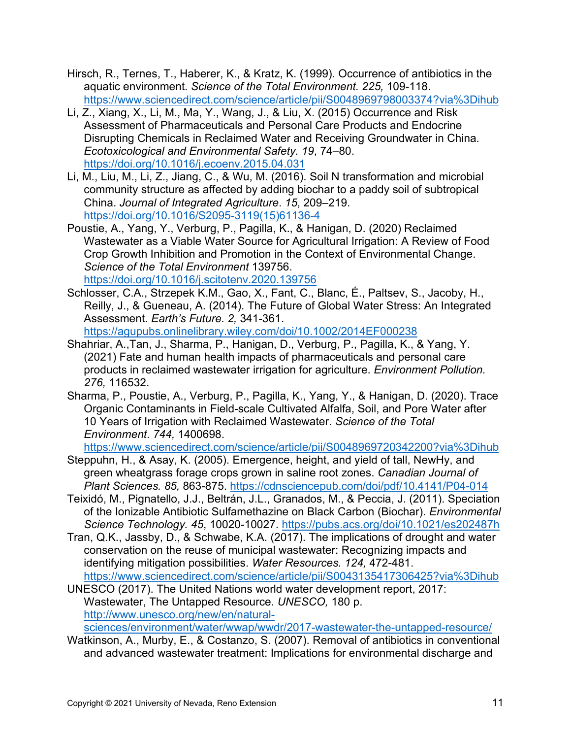Hirsch, R., Ternes, T., Haberer, K., & Kratz, K. (1999). Occurrence of antibiotics in the aquatic environment. *Science of the Total Environment. 225,* 109-118. https://www.sciencedirect.com/science/article/pii/S0048969798003374?via%3Dihub

Li, Z., Xiang, X., Li, M., Ma, Y., Wang, J., & Liu, X. (2015) Occurrence and Risk Assessment of Pharmaceuticals and Personal Care Products and Endocrine Disrupting Chemicals in Reclaimed Water and Receiving Groundwater in China. *Ecotoxicological and Environmental Safety. 19*, 74–80. https://doi.org/10.1016/j.ecoenv.2015.04.031

Li, M., Liu, M., Li, Z., Jiang, C., & Wu, M. (2016). Soil N transformation and microbial community structure as affected by adding biochar to a paddy soil of subtropical China. *Journal of Integrated Agriculture*. *15*, 209–219. https://doi.org/10.1016/S2095-3119(15)61136-4

Poustie, A., Yang, Y., Verburg, P., Pagilla, K., & Hanigan, D. (2020) Reclaimed Wastewater as a Viable Water Source for Agricultural Irrigation: A Review of Food Crop Growth Inhibition and Promotion in the Context of Environmental Change. *Science of the Total Environment* 139756. https://doi.org/10.1016/j.scitotenv.2020.139756

Schlosser, C.A., Strzepek K.M., Gao, X., Fant, C., Blanc, É., Paltsev, S., Jacoby, H., Reilly, J., & Gueneau, A. (2014). The Future of Global Water Stress: An Integrated Assessment. *Earth's Future. 2,* 341-361. https://agupubs.onlinelibrary.wiley.com/doi/10.1002/2014EF000238

Shahriar, A.,Tan, J., Sharma, P., Hanigan, D., Verburg, P., Pagilla, K., & Yang, Y. (2021) Fate and human health impacts of pharmaceuticals and personal care products in reclaimed wastewater irrigation for agriculture. *Environment Pollution. 276,* 116532.

Sharma, P., Poustie, A., Verburg, P., Pagilla, K., Yang, Y., & Hanigan, D. (2020). Trace Organic Contaminants in Field-scale Cultivated Alfalfa, Soil, and Pore Water after 10 Years of Irrigation with Reclaimed Wastewater. *Science of the Total Environment*. *744,* 1400698. https://www.sciencedirect.com/science/article/pii/S0048969720342200?via%3Dihub

Steppuhn, H., & Asay, K. (2005). Emergence, height, and yield of tall, NewHy, and green wheatgrass forage crops grown in saline root zones. *Canadian Journal of Plant Sciences. 85,* 863-875. https://cdnsciencepub.com/doi/pdf/10.4141/P04-014

Teixidó, M., Pignatello, J.J., Beltrán, J.L., Granados, M., & Peccia, J. (2011). Speciation of the Ionizable Antibiotic Sulfamethazine on Black Carbon (Biochar). *Environmental Science Technology. 45*, 10020-10027. https://pubs.acs.org/doi/10.1021/es202487h

Tran, Q.K., Jassby, D., & Schwabe, K.A. (2017). The implications of drought and water conservation on the reuse of municipal wastewater: Recognizing impacts and identifying mitigation possibilities. *Water Resources. 124,* 472-481. https://www.sciencedirect.com/science/article/pii/S0043135417306425?via%3Dihub

UNESCO (2017). The United Nations world water development report, 2017: Wastewater, The Untapped Resource. *UNESCO,* 180 p. http://www.unesco.org/new/en/natural-sciences/environment/water/wwap/wwdr/2017-wastewater-the-untapped-resource/

Watkinson, A., Murby, E., & Costanzo, S. (2007). Removal of antibiotics in conventional and advanced wastewater treatment: Implications for environmental discharge and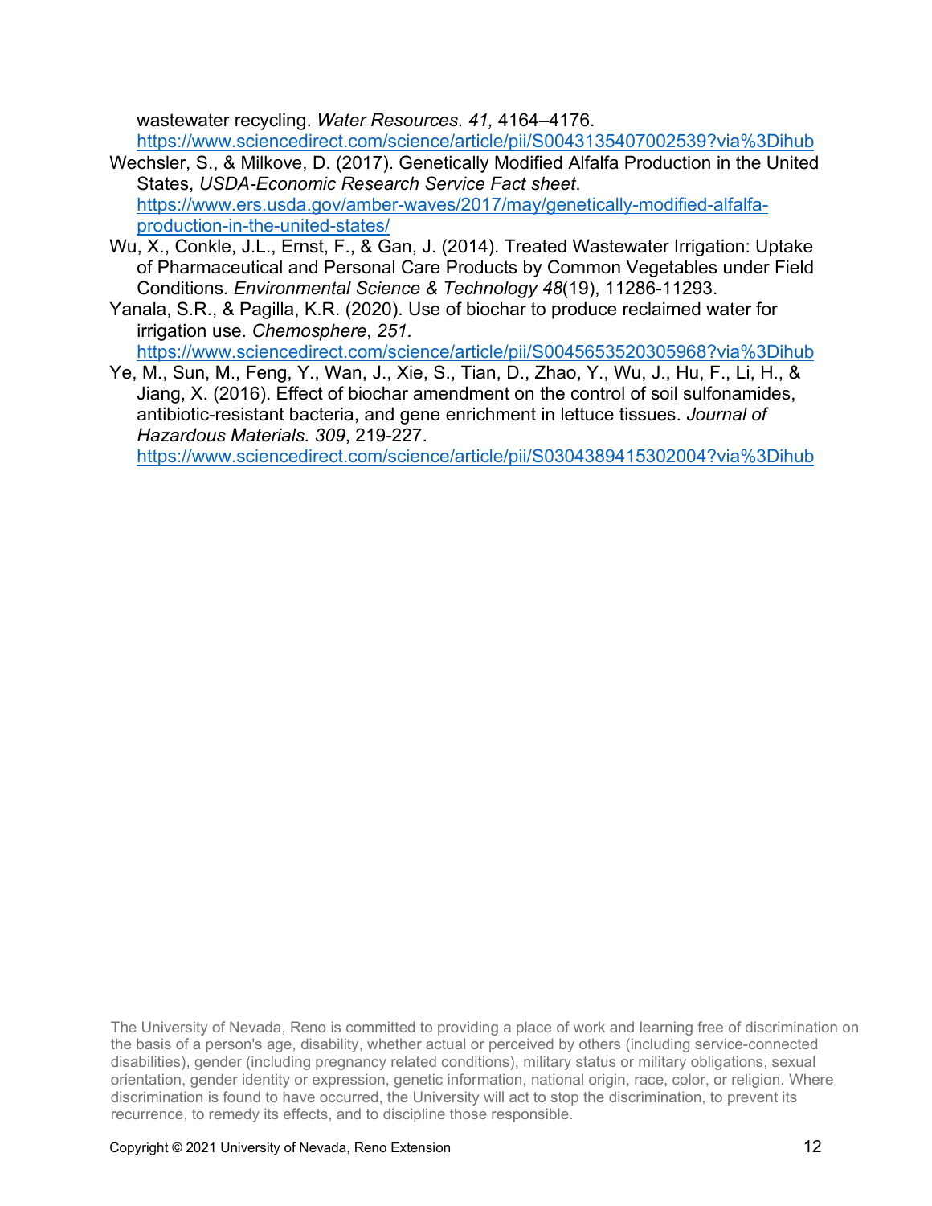wastewater recycling. *Water Resources. 41,* 4164–4176. https://www.sciencedirect.com/science/article/pii/S0043135407002539?via%3Dihub

Wechsler, S., & Milkove, D. (2017). Genetically Modified Alfalfa Production in the United States, *USDA-Economic Research Service Fact sheet*. https://www.ers.usda.gov/amber-waves/2017/may/genetically-modified-alfalfa-production-in-the-united-states/

Wu, X., Conkle, J.L., Ernst, F., & Gan, J. (2014). Treated Wastewater Irrigation: Uptake of Pharmaceutical and Personal Care Products by Common Vegetables under Field Conditions. *Environmental Science & Technology 48*(19), 11286-11293.

Yanala, S.R., & Pagilla, K.R. (2020). Use of biochar to produce reclaimed water for irrigation use. *Chemosphere*, *251.* https://www.sciencedirect.com/science/article/pii/S0045653520305968?via%3Dihub

Ye, M., Sun, M., Feng, Y., Wan, J., Xie, S., Tian, D., Zhao, Y., Wu, J., Hu, F., Li, H., & Jiang, X. (2016). Effect of biochar amendment on the control of soil sulfonamides, antibiotic-resistant bacteria, and gene enrichment in lettuce tissues. *Journal of Hazardous Materials. 309*, 219-227. https://www.sciencedirect.com/science/article/pii/S0304389415302004?via%3Dihub

The University of Nevada, Reno is committed to providing a place of work and learning free of discrimination on the basis of a person's age, disability, whether actual or perceived by others (including service-connected disabilities), gender (including pregnancy related conditions), military status or military obligations, sexual orientation, gender identity or expression, genetic information, national origin, race, color, or religion. Where discrimination is found to have occurred, the University will act to stop the discrimination, to prevent its recurrence, to remedy its effects, and to discipline those responsible.

Copyright © 2021 University of Nevada, Reno Extension